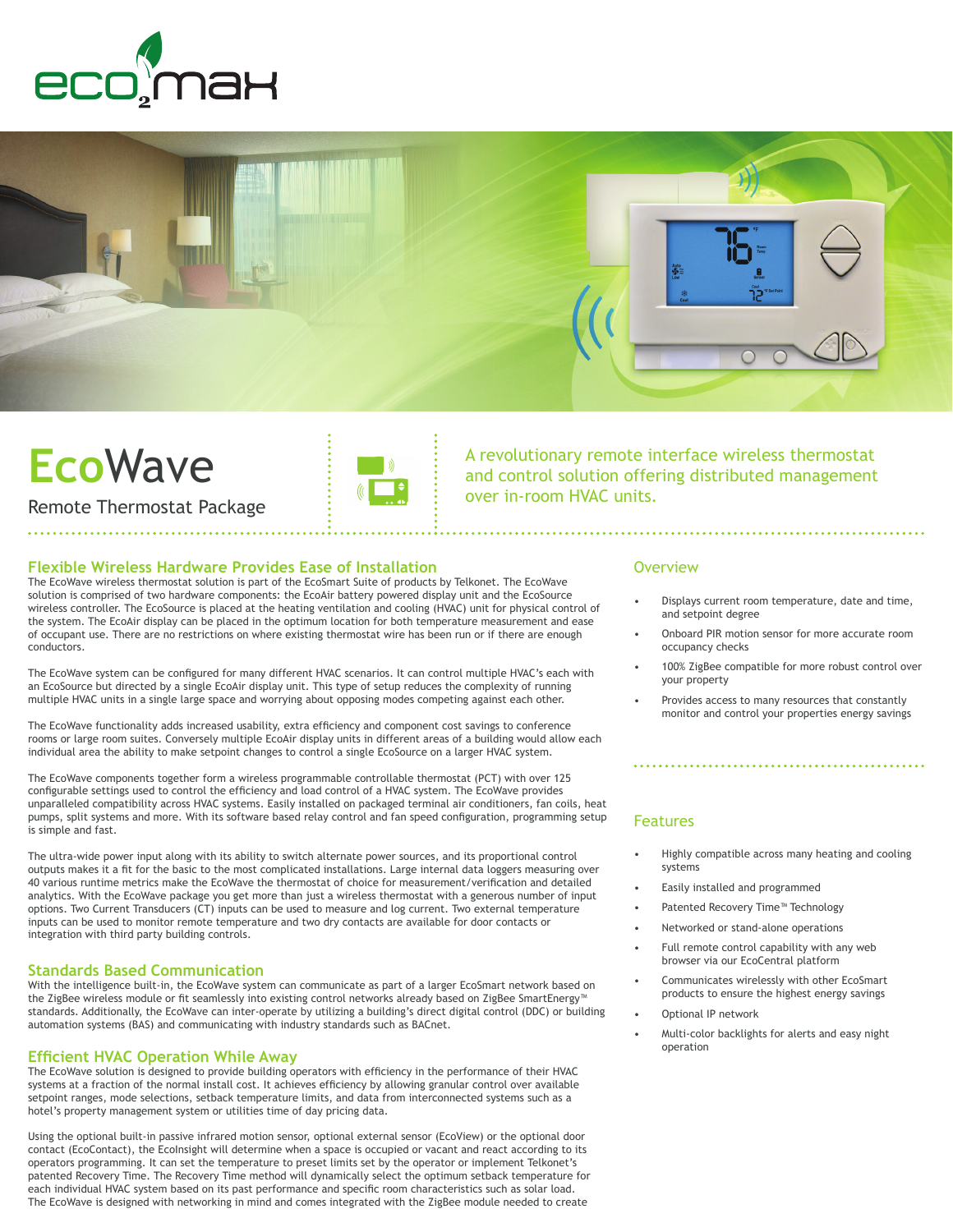# EcoWave

Remote Thermostat Package

A revolutionary remote interface wireless thermostat and control solution offering distributed management over in-room HVAC units.

## Flexible Wireless Hardware Provides Ease of Installation

The EcoWave wireless thermostat solution is part of the EcoSmart Suite of products by Telkonet. The EcoWave solution is comprised of two hardware components: the EcoAir battery powered display unit and the EcoSource wireless controller. The EcoSource is placed at the heating ventilation and cooling (HVAC) unit for physical control of the system. The EcoAir display can be placed in the optimum location for both temperature measurement and ease of occupant use. There are no restrictions on where existing thermostat wire has been run or if there are enough conductors.

The EcoWave system can be configured for many different HVAC scenarios. It can control multiple HVAC's each with an EcoSource but directed by a single EcoAir display unit. This type of setup reduces the complexity of running multiple HVAC units in a single large space and worrying about opposing modes competing against each other.

The EcoWave functionality adds increased usability, extra efficiency and component cost savings to conference rooms or large room suites. Conversely multiple EcoAir display units in different areas of a building would allow each individual area the ability to make setpoint changes to control a single EcoSource on a larger HVAC system.

The EcoWave components together form a wireless programmable controllable thermostat (PCT) with over 125 configurable settings used to control the efficiency and load control of a HVAC system. The EcoWave provides unparalleled compatibility across HVAC systems. Easily installed on packaged terminal air conditioners, fan coils, heat pumps, split systems and more. With its software based relay control and fan speed configuration, programming setup is simple and fast.

The ultra-wide power input along with its ability to switch alternate power sources, and its proportional control outputs makes it a fit for the basic to the most complicated installations. Large internal data loggers measuring over 40 various runtime metrics make the EcoWave the thermostat of choice for measurement/verification and detailed analytics. With the EcoWave package you get more than just a wireless thermostat with a generous number of input options. Two Current Transducers (CT) inputs can be used to measure and log current. Two external temperature inputs can be used to monitor remote temperature and two dry contacts are available for door contacts or integration with third party building controls.

## Standards Based Communication

With the intelligence built-in, the EcoWave system can communicate as part of a larger EcoSmart network based on the ZigBee wireless module or fit seamlessly into existing control networks already based on ZigBee SmartEnergy™ standards. Additionally, the EcoWave can inter-operate by utilizing a building's direct digital control (DDC) or building automation systems (BAS) and communicating with industry standards such as BACnet.

## Efficient HVAC Operation While Away

The EcoWave solution is designed to provide building operators with efficiency in the performance of their HVAC systems at a fraction of the normal install cost. It achieves efficiency by allowing granular control over available setpoint ranges, mode selections, setback temperature limits, and data from interconnected systems such as a hotel's property management system or utilities time of day pricing data.

Using the optional built-in passive infrared motion sensor, optional external sensor (EcoView) or the optional door contact (EcoContact), the EcoInsight will determine when a space is occupied or vacant and react according to its operators programming. It can set the temperature to preset limits set by the operator or implement Telkonet's patented Recovery Time. The Recovery Time method will dynamically select the optimum setback temperature for each individual HVAC system based on its past performance and specific room characteristics such as solar load. The EcoWave is designed with networking in mind and comes integrated with the ZigBee module needed to create

## Overview

- Displays current room temperature, date and time, and setpoint degree
- Onboard PIR motion sensor for more accurate room occupancy checks
- 100% ZigBee compatible for more robust control over your property
- Provides access to many resources that constantly monitor and control your properties energy savings

## Features

- Highly compatible across many heating and cooling systems
- Easily installed and programmed
- Patented Recovery Time™ Technology
- Networked or stand-alone operations
- Full remote control capability with any web browser via our EcoCentral platform
- Communicates wirelessly with other EcoSmart products to ensure the highest energy savings
- Optional IP network
- Multi-color backlights for alerts and easy night operation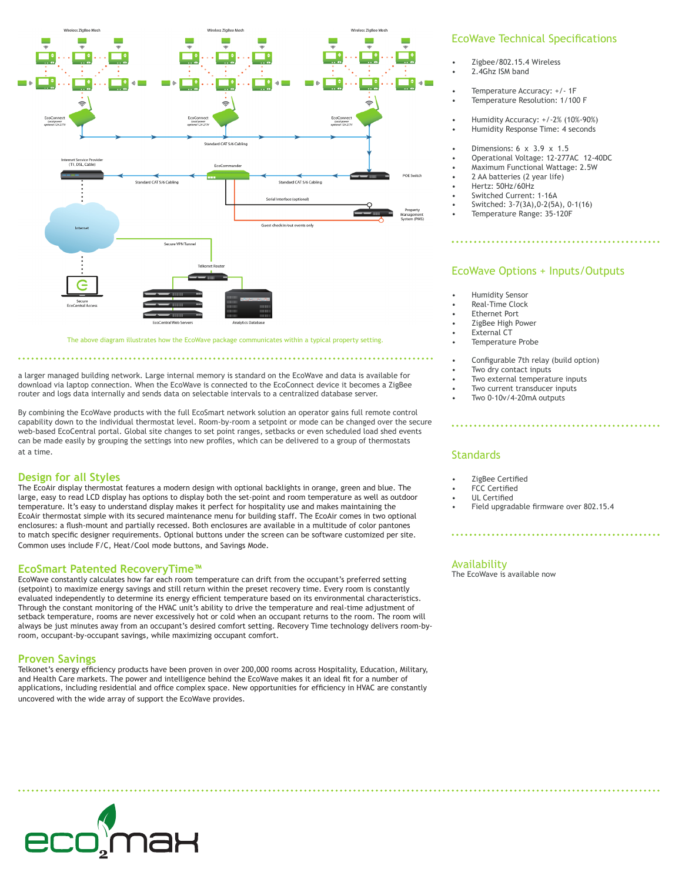Wireless ZigBee Mesh

Wireless ZigBee Mesh

Wireless ZigBee Mesh

EcoConnect

EcoConnect

EcoConnect

Standard CAT 5/6 Cabling

Internet Service Provider (T1, DSL, Cable)

EcoCommander

Standard CAT 5/6 Cabling

Standard CAT 5/6 Cabling

POE Switch

Serial interface (optional)

Property Management System (PMS)

Guest checkin/out events only

Internet

Secure VPN Tunnel

Telkonet Router

Secure EcoCentral Access

EcoCentral Web Servers

Analytics Database

The above diagram illustrates how the EcoWave package communicates within a typical property setting.

a larger managed building network. Large internal memory is standard on the EcoWave and data is available for download via laptop connection. When the EcoWave is connected to the EcoConnect device it becomes a ZigBee router and logs data internally and sends data on selectable intervals to a centralized database server.

By combining the EcoWave products with the full EcoSmart network solution an operator gains full remote control capability down to the individual thermostat level. Room-by-room a setpoint or mode can be changed over the secure web-based EcoCentral portal. Global site changes to set point ranges, setbacks or even scheduled load shed events can be made easily by grouping the settings into new profiles, which can be delivered to a group of thermostats at a time.

## Design for all Styles

The EcoAir display thermostat features a modern design with optional backlights in orange, green and blue. The large, easy to read LCD display has options to display both the set-point and room temperature as well as outdoor temperature. It's easy to understand display makes it perfect for hospitality use and makes maintaining the EcoAir thermostat simple with its secured maintenance menu for building staff. The EcoAir comes in two optional enclosures: a flush-mount and partially recessed. Both enclosures are available in a multitude of color pantones to match specific designer requirements. Optional buttons under the screen can be software customized per site. Common uses include F/C, Heat/Cool mode buttons, and Savings Mode.

## EcoSmart Patented RecoveryTime™

EcoWave constantly calculates how far each room temperature can drift from the occupant's preferred setting (setpoint) to maximize energy savings and still return within the preset recovery time. Every room is constantly evaluated independently to determine its energy efficient temperature based on its environmental characteristics. Through the constant monitoring of the HVAC unit's ability to drive the temperature and real-time adjustment of setback temperature, rooms are never excessively hot or cold when an occupant returns to the room. The room will always be just minutes away from an occupant's desired comfort setting. Recovery Time technology delivers room-by-room, occupant-by-occupant savings, while maximizing occupant comfort.

## Proven Savings

Telkonet's energy efficiency products have been proven in over 200,000 rooms across Hospitality, Education, Military, and Health Care markets. The power and intelligence behind the EcoWave makes it an ideal fit for a number of applications, including residential and office complex space. New opportunities for efficiency in HVAC are constantly uncovered with the wide array of support the EcoWave provides.

## EcoWave Technical Specifications

- Zigbee/802.15.4 Wireless
- 2.4Ghz ISM band

- Temperature Accuracy: +/- 1F
- Temperature Resolution: 1/100 F

- Humidity Accuracy: +/-2% (10%-90%)
- Humidity Response Time: 4 seconds

- Dimensions: 6 x 3.9 x 1.5
- Operational Voltage: 12-277AC 12-40DC
- Maximum Functional Wattage: 2.5W
- 2 AA batteries (2 year life)
- Hertz: 50Hz/60Hz
- Switched Current: 1-16A
- Switched: 3-7(3A),0-2(5A), 0-1(16)
- Temperature Range: 35-120F

## EcoWave Options + Inputs/Outputs

- Humidity Sensor
- Real-Time Clock
- Ethernet Port
- ZigBee High Power
- External CT
- Temperature Probe

- Configurable 7th relay (build option)
- Two dry contact inputs
- Two external temperature inputs
- Two current transducer inputs
- Two 0-10v/4-20mA outputs

## Standards

- ZigBee Certified
- FCC Certified
- UL Certified
- Field upgradable firmware over 802.15.4

## Availability

The EcoWave is available now

eco2max